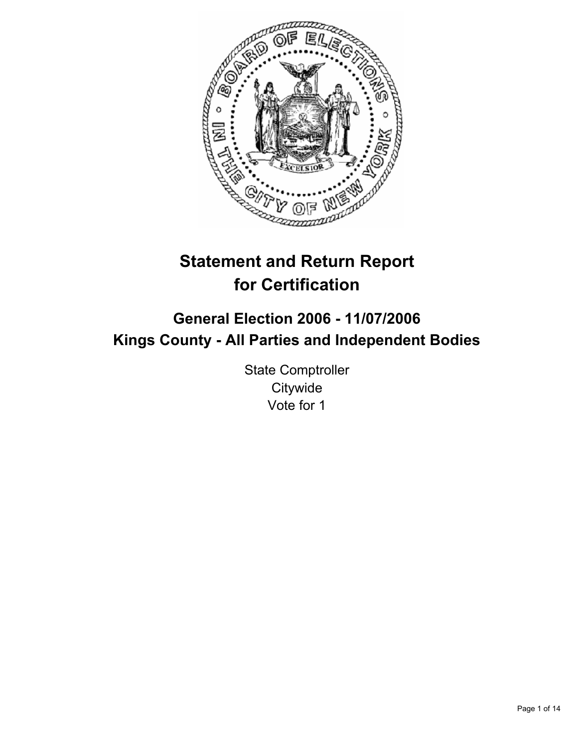# Statement and Return Report for Certification

## General Election 2006 - 11/07/2006
## Kings County - All Parties and Independent Bodies

State Comptroller
Citywide
Vote for 1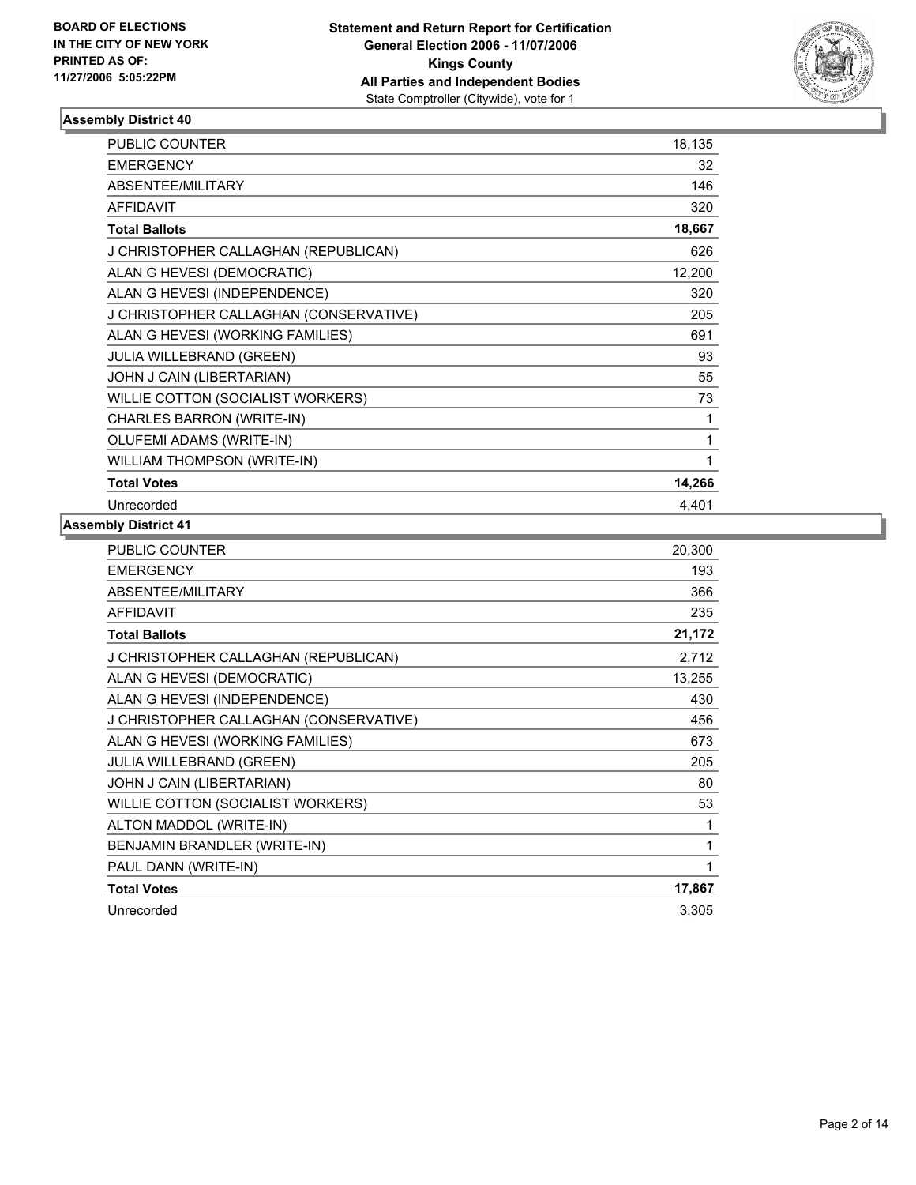**BOARD OF ELECTIONS IN THE CITY OF NEW YORK PRINTED AS OF: 11/27/2006 5:05:22PM**

**Statement and Return Report for Certification**
**General Election 2006 - 11/07/2006**
**Kings County**
**All Parties and Independent Bodies**
State Comptroller (Citywide), vote for 1

### Assembly District 40

| | |
|---|---|
| PUBLIC COUNTER | 18,135 |
| EMERGENCY | 32 |
| ABSENTEE/MILITARY | 146 |
| AFFIDAVIT | 320 |
| **Total Ballots** | **18,667** |
| J CHRISTOPHER CALLAGHAN (REPUBLICAN) | 626 |
| ALAN G HEVESI (DEMOCRATIC) | 12,200 |
| ALAN G HEVESI (INDEPENDENCE) | 320 |
| J CHRISTOPHER CALLAGHAN (CONSERVATIVE) | 205 |
| ALAN G HEVESI (WORKING FAMILIES) | 691 |
| JULIA WILLEBRAND (GREEN) | 93 |
| JOHN J CAIN (LIBERTARIAN) | 55 |
| WILLIE COTTON (SOCIALIST WORKERS) | 73 |
| CHARLES BARRON (WRITE-IN) | 1 |
| OLUFEMI ADAMS (WRITE-IN) | 1 |
| WILLIAM THOMPSON (WRITE-IN) | 1 |
| **Total Votes** | **14,266** |
| Unrecorded | 4,401 |

### Assembly District 41

| | |
|---|---|
| PUBLIC COUNTER | 20,300 |
| EMERGENCY | 193 |
| ABSENTEE/MILITARY | 366 |
| AFFIDAVIT | 235 |
| **Total Ballots** | **21,172** |
| J CHRISTOPHER CALLAGHAN (REPUBLICAN) | 2,712 |
| ALAN G HEVESI (DEMOCRATIC) | 13,255 |
| ALAN G HEVESI (INDEPENDENCE) | 430 |
| J CHRISTOPHER CALLAGHAN (CONSERVATIVE) | 456 |
| ALAN G HEVESI (WORKING FAMILIES) | 673 |
| JULIA WILLEBRAND (GREEN) | 205 |
| JOHN J CAIN (LIBERTARIAN) | 80 |
| WILLIE COTTON (SOCIALIST WORKERS) | 53 |
| ALTON MADDOL (WRITE-IN) | 1 |
| BENJAMIN BRANDLER (WRITE-IN) | 1 |
| PAUL DANN (WRITE-IN) | 1 |
| **Total Votes** | **17,867** |
| Unrecorded | 3,305 |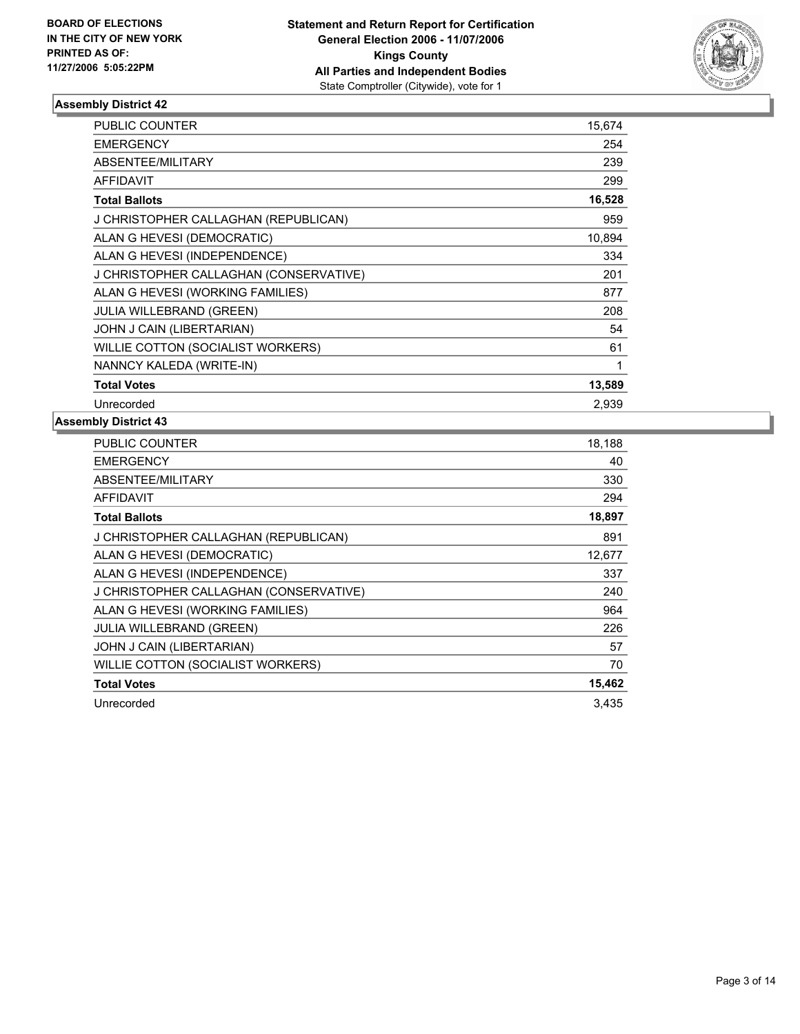**BOARD OF ELECTIONS IN THE CITY OF NEW YORK PRINTED AS OF: 11/27/2006 5:05:22PM**

# Statement and Return Report for Certification
## General Election 2006 - 11/07/2006
## Kings County
## All Parties and Independent Bodies
State Comptroller (Citywide), vote for 1

### Assembly District 42

| | |
|---|---|
| PUBLIC COUNTER | 15,674 |
| EMERGENCY | 254 |
| ABSENTEE/MILITARY | 239 |
| AFFIDAVIT | 299 |
| **Total Ballots** | **16,528** |
| J CHRISTOPHER CALLAGHAN (REPUBLICAN) | 959 |
| ALAN G HEVESI (DEMOCRATIC) | 10,894 |
| ALAN G HEVESI (INDEPENDENCE) | 334 |
| J CHRISTOPHER CALLAGHAN (CONSERVATIVE) | 201 |
| ALAN G HEVESI (WORKING FAMILIES) | 877 |
| JULIA WILLEBRAND (GREEN) | 208 |
| JOHN J CAIN (LIBERTARIAN) | 54 |
| WILLIE COTTON (SOCIALIST WORKERS) | 61 |
| NANNCY KALEDA (WRITE-IN) | 1 |
| **Total Votes** | **13,589** |
| Unrecorded | 2,939 |

### Assembly District 43

| | |
|---|---|
| PUBLIC COUNTER | 18,188 |
| EMERGENCY | 40 |
| ABSENTEE/MILITARY | 330 |
| AFFIDAVIT | 294 |
| **Total Ballots** | **18,897** |
| J CHRISTOPHER CALLAGHAN (REPUBLICAN) | 891 |
| ALAN G HEVESI (DEMOCRATIC) | 12,677 |
| ALAN G HEVESI (INDEPENDENCE) | 337 |
| J CHRISTOPHER CALLAGHAN (CONSERVATIVE) | 240 |
| ALAN G HEVESI (WORKING FAMILIES) | 964 |
| JULIA WILLEBRAND (GREEN) | 226 |
| JOHN J CAIN (LIBERTARIAN) | 57 |
| WILLIE COTTON (SOCIALIST WORKERS) | 70 |
| **Total Votes** | **15,462** |
| Unrecorded | 3,435 |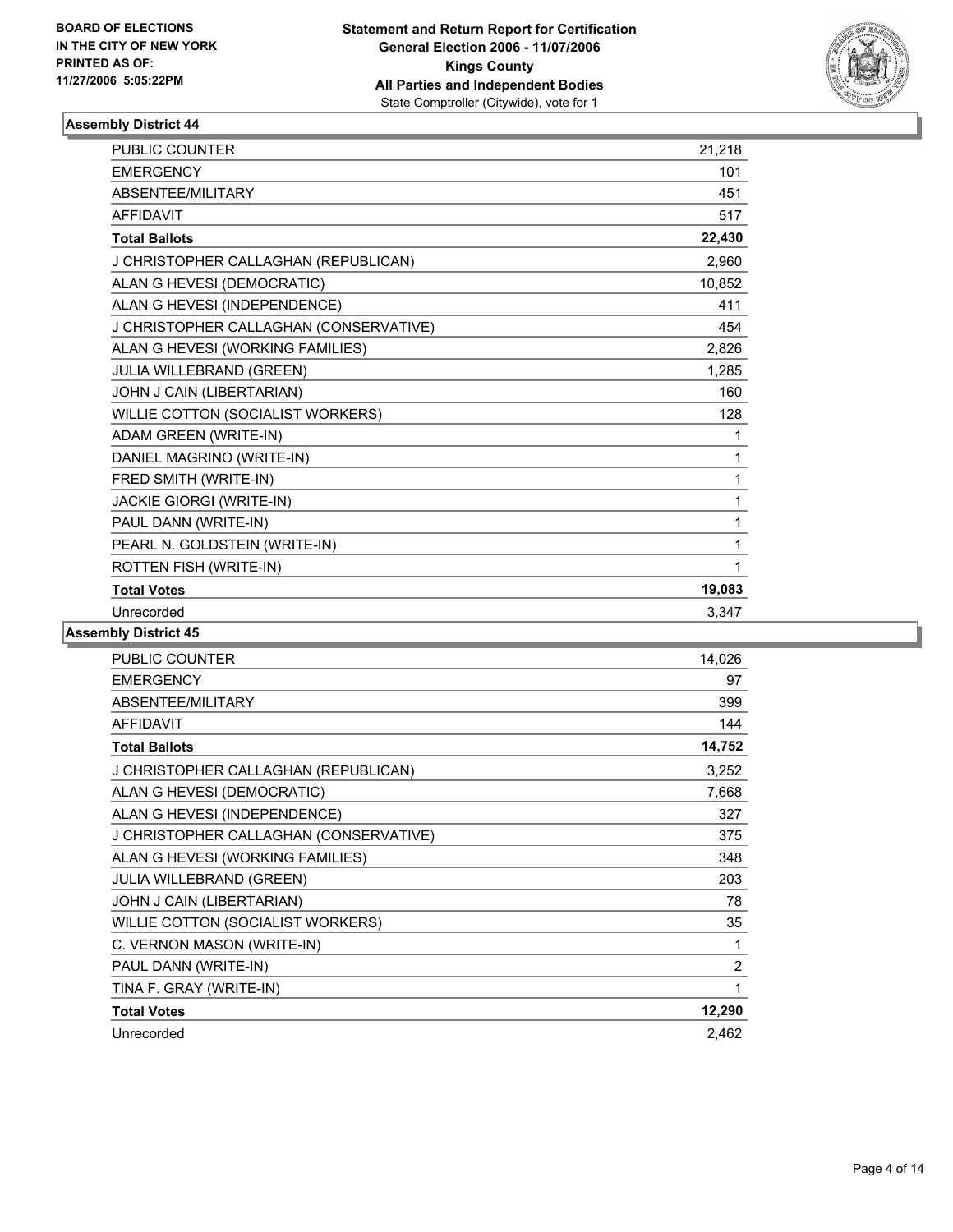**BOARD OF ELECTIONS IN THE CITY OF NEW YORK PRINTED AS OF: 11/27/2006 5:05:22PM**

**Statement and Return Report for Certification General Election 2006 - 11/07/2006 Kings County All Parties and Independent Bodies**
State Comptroller (Citywide), vote for 1

### Assembly District 44

| | |
|---|---|
| PUBLIC COUNTER | 21,218 |
| EMERGENCY | 101 |
| ABSENTEE/MILITARY | 451 |
| AFFIDAVIT | 517 |
| **Total Ballots** | **22,430** |
| J CHRISTOPHER CALLAGHAN (REPUBLICAN) | 2,960 |
| ALAN G HEVESI (DEMOCRATIC) | 10,852 |
| ALAN G HEVESI (INDEPENDENCE) | 411 |
| J CHRISTOPHER CALLAGHAN (CONSERVATIVE) | 454 |
| ALAN G HEVESI (WORKING FAMILIES) | 2,826 |
| JULIA WILLEBRAND (GREEN) | 1,285 |
| JOHN J CAIN (LIBERTARIAN) | 160 |
| WILLIE COTTON (SOCIALIST WORKERS) | 128 |
| ADAM GREEN (WRITE-IN) | 1 |
| DANIEL MAGRINO (WRITE-IN) | 1 |
| FRED SMITH (WRITE-IN) | 1 |
| JACKIE GIORGI (WRITE-IN) | 1 |
| PAUL DANN (WRITE-IN) | 1 |
| PEARL N. GOLDSTEIN (WRITE-IN) | 1 |
| ROTTEN FISH (WRITE-IN) | 1 |
| **Total Votes** | **19,083** |
| Unrecorded | 3,347 |

### Assembly District 45

| | |
|---|---|
| PUBLIC COUNTER | 14,026 |
| EMERGENCY | 97 |
| ABSENTEE/MILITARY | 399 |
| AFFIDAVIT | 144 |
| **Total Ballots** | **14,752** |
| J CHRISTOPHER CALLAGHAN (REPUBLICAN) | 3,252 |
| ALAN G HEVESI (DEMOCRATIC) | 7,668 |
| ALAN G HEVESI (INDEPENDENCE) | 327 |
| J CHRISTOPHER CALLAGHAN (CONSERVATIVE) | 375 |
| ALAN G HEVESI (WORKING FAMILIES) | 348 |
| JULIA WILLEBRAND (GREEN) | 203 |
| JOHN J CAIN (LIBERTARIAN) | 78 |
| WILLIE COTTON (SOCIALIST WORKERS) | 35 |
| C. VERNON MASON (WRITE-IN) | 1 |
| PAUL DANN (WRITE-IN) | 2 |
| TINA F. GRAY (WRITE-IN) | 1 |
| **Total Votes** | **12,290** |
| Unrecorded | 2,462 |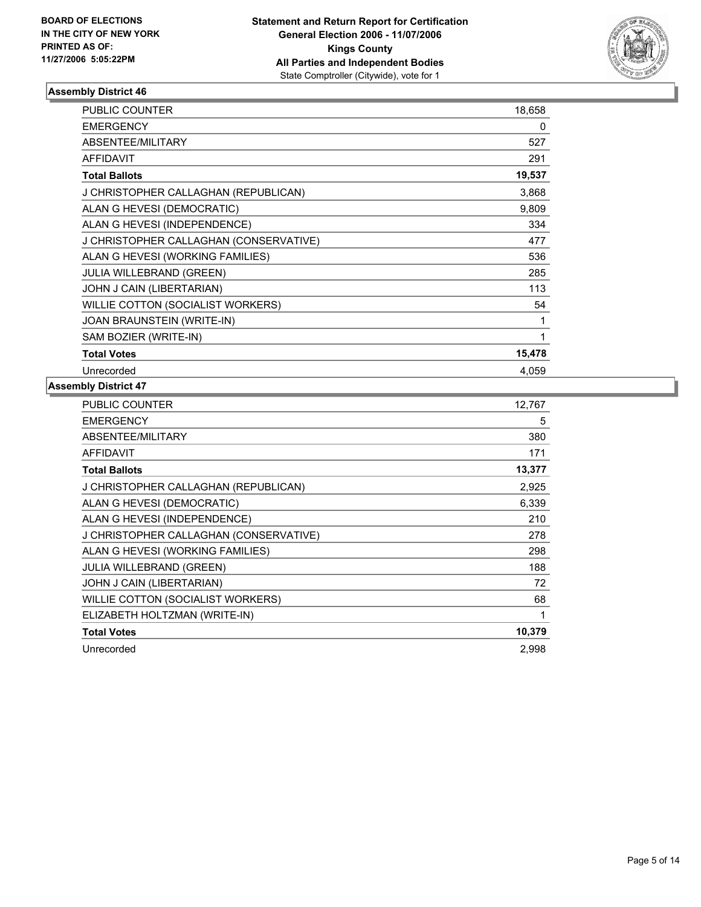**BOARD OF ELECTIONS IN THE CITY OF NEW YORK PRINTED AS OF: 11/27/2006 5:05:22PM**

**Statement and Return Report for Certification General Election 2006 - 11/07/2006 Kings County All Parties and Independent Bodies**
State Comptroller (Citywide), vote for 1

### Assembly District 46

| | |
|---|---|
| PUBLIC COUNTER | 18,658 |
| EMERGENCY | 0 |
| ABSENTEE/MILITARY | 527 |
| AFFIDAVIT | 291 |
| **Total Ballots** | **19,537** |
| J CHRISTOPHER CALLAGHAN (REPUBLICAN) | 3,868 |
| ALAN G HEVESI (DEMOCRATIC) | 9,809 |
| ALAN G HEVESI (INDEPENDENCE) | 334 |
| J CHRISTOPHER CALLAGHAN (CONSERVATIVE) | 477 |
| ALAN G HEVESI (WORKING FAMILIES) | 536 |
| JULIA WILLEBRAND (GREEN) | 285 |
| JOHN J CAIN (LIBERTARIAN) | 113 |
| WILLIE COTTON (SOCIALIST WORKERS) | 54 |
| JOAN BRAUNSTEIN (WRITE-IN) | 1 |
| SAM BOZIER (WRITE-IN) | 1 |
| **Total Votes** | **15,478** |
| Unrecorded | 4,059 |

### Assembly District 47

| | |
|---|---|
| PUBLIC COUNTER | 12,767 |
| EMERGENCY | 5 |
| ABSENTEE/MILITARY | 380 |
| AFFIDAVIT | 171 |
| **Total Ballots** | **13,377** |
| J CHRISTOPHER CALLAGHAN (REPUBLICAN) | 2,925 |
| ALAN G HEVESI (DEMOCRATIC) | 6,339 |
| ALAN G HEVESI (INDEPENDENCE) | 210 |
| J CHRISTOPHER CALLAGHAN (CONSERVATIVE) | 278 |
| ALAN G HEVESI (WORKING FAMILIES) | 298 |
| JULIA WILLEBRAND (GREEN) | 188 |
| JOHN J CAIN (LIBERTARIAN) | 72 |
| WILLIE COTTON (SOCIALIST WORKERS) | 68 |
| ELIZABETH HOLTZMAN (WRITE-IN) | 1 |
| **Total Votes** | **10,379** |
| Unrecorded | 2,998 |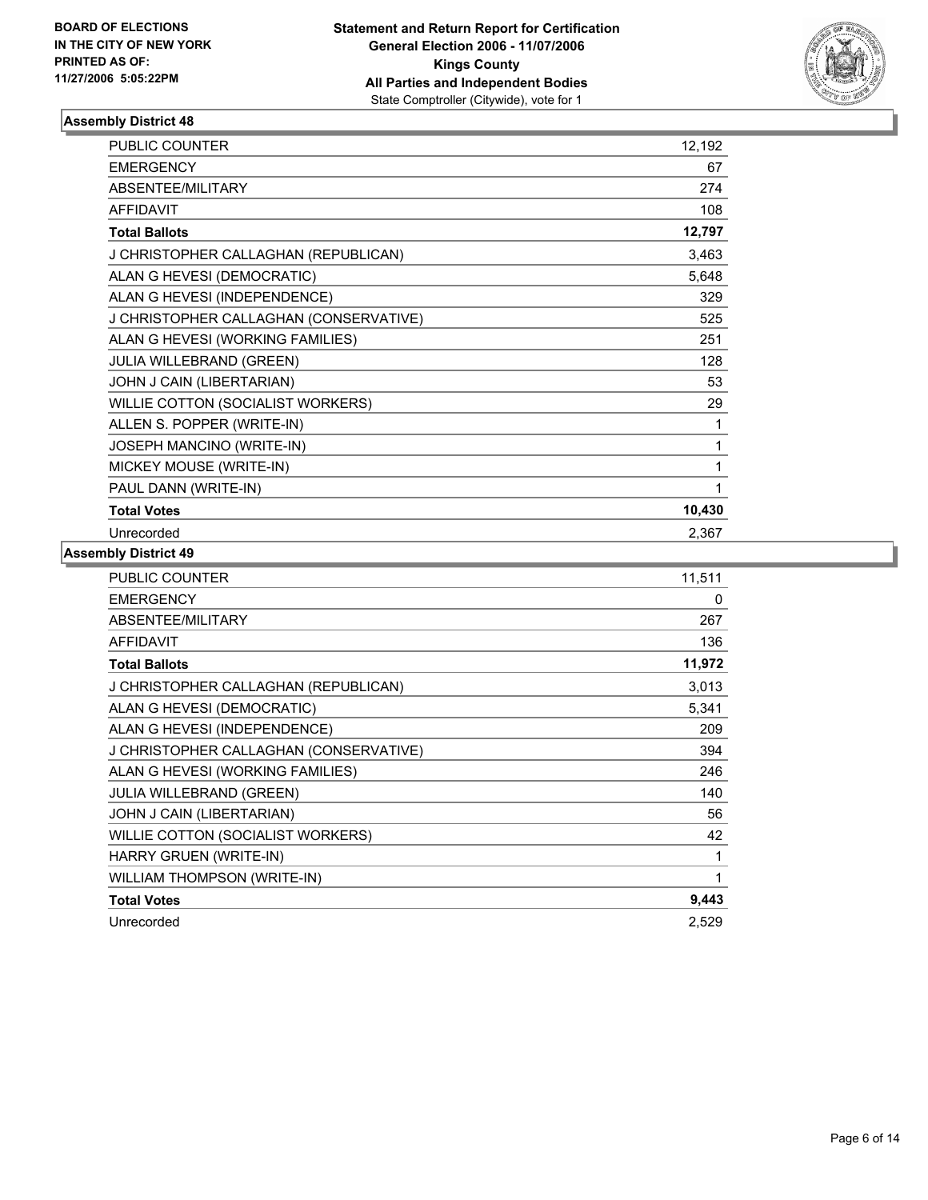BOARD OF ELECTIONS
IN THE CITY OF NEW YORK
PRINTED AS OF:
11/27/2006 5:05:22PM

**Statement and Return Report for Certification**
**General Election 2006 - 11/07/2006**
**Kings County**
**All Parties and Independent Bodies**
State Comptroller (Citywide), vote for 1

## Assembly District 48

| | |
|---|---|
| PUBLIC COUNTER | 12,192 |
| EMERGENCY | 67 |
| ABSENTEE/MILITARY | 274 |
| AFFIDAVIT | 108 |
| **Total Ballots** | **12,797** |
| J CHRISTOPHER CALLAGHAN (REPUBLICAN) | 3,463 |
| ALAN G HEVESI (DEMOCRATIC) | 5,648 |
| ALAN G HEVESI (INDEPENDENCE) | 329 |
| J CHRISTOPHER CALLAGHAN (CONSERVATIVE) | 525 |
| ALAN G HEVESI (WORKING FAMILIES) | 251 |
| JULIA WILLEBRAND (GREEN) | 128 |
| JOHN J CAIN (LIBERTARIAN) | 53 |
| WILLIE COTTON (SOCIALIST WORKERS) | 29 |
| ALLEN S. POPPER (WRITE-IN) | 1 |
| JOSEPH MANCINO (WRITE-IN) | 1 |
| MICKEY MOUSE (WRITE-IN) | 1 |
| PAUL DANN (WRITE-IN) | 1 |
| **Total Votes** | **10,430** |
| Unrecorded | 2,367 |

## Assembly District 49

| | |
|---|---|
| PUBLIC COUNTER | 11,511 |
| EMERGENCY | 0 |
| ABSENTEE/MILITARY | 267 |
| AFFIDAVIT | 136 |
| **Total Ballots** | **11,972** |
| J CHRISTOPHER CALLAGHAN (REPUBLICAN) | 3,013 |
| ALAN G HEVESI (DEMOCRATIC) | 5,341 |
| ALAN G HEVESI (INDEPENDENCE) | 209 |
| J CHRISTOPHER CALLAGHAN (CONSERVATIVE) | 394 |
| ALAN G HEVESI (WORKING FAMILIES) | 246 |
| JULIA WILLEBRAND (GREEN) | 140 |
| JOHN J CAIN (LIBERTARIAN) | 56 |
| WILLIE COTTON (SOCIALIST WORKERS) | 42 |
| HARRY GRUEN (WRITE-IN) | 1 |
| WILLIAM THOMPSON (WRITE-IN) | 1 |
| **Total Votes** | **9,443** |
| Unrecorded | 2,529 |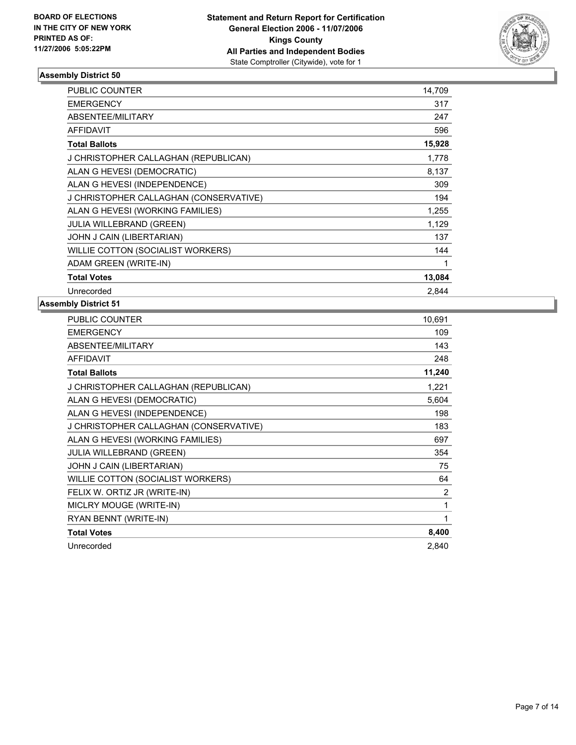**BOARD OF ELECTIONS IN THE CITY OF NEW YORK PRINTED AS OF: 11/27/2006 5:05:22PM**

**Statement and Return Report for Certification**
**General Election 2006 - 11/07/2006**
**Kings County**
**All Parties and Independent Bodies**
State Comptroller (Citywide), vote for 1

### Assembly District 50

| | |
|---|---|
| PUBLIC COUNTER | 14,709 |
| EMERGENCY | 317 |
| ABSENTEE/MILITARY | 247 |
| AFFIDAVIT | 596 |
| **Total Ballots** | **15,928** |
| J CHRISTOPHER CALLAGHAN (REPUBLICAN) | 1,778 |
| ALAN G HEVESI (DEMOCRATIC) | 8,137 |
| ALAN G HEVESI (INDEPENDENCE) | 309 |
| J CHRISTOPHER CALLAGHAN (CONSERVATIVE) | 194 |
| ALAN G HEVESI (WORKING FAMILIES) | 1,255 |
| JULIA WILLEBRAND (GREEN) | 1,129 |
| JOHN J CAIN (LIBERTARIAN) | 137 |
| WILLIE COTTON (SOCIALIST WORKERS) | 144 |
| ADAM GREEN (WRITE-IN) | 1 |
| **Total Votes** | **13,084** |
| Unrecorded | 2,844 |

### Assembly District 51

| | |
|---|---|
| PUBLIC COUNTER | 10,691 |
| EMERGENCY | 109 |
| ABSENTEE/MILITARY | 143 |
| AFFIDAVIT | 248 |
| **Total Ballots** | **11,240** |
| J CHRISTOPHER CALLAGHAN (REPUBLICAN) | 1,221 |
| ALAN G HEVESI (DEMOCRATIC) | 5,604 |
| ALAN G HEVESI (INDEPENDENCE) | 198 |
| J CHRISTOPHER CALLAGHAN (CONSERVATIVE) | 183 |
| ALAN G HEVESI (WORKING FAMILIES) | 697 |
| JULIA WILLEBRAND (GREEN) | 354 |
| JOHN J CAIN (LIBERTARIAN) | 75 |
| WILLIE COTTON (SOCIALIST WORKERS) | 64 |
| FELIX W. ORTIZ JR (WRITE-IN) | 2 |
| MICLRY MOUGE (WRITE-IN) | 1 |
| RYAN BENNT (WRITE-IN) | 1 |
| **Total Votes** | **8,400** |
| Unrecorded | 2,840 |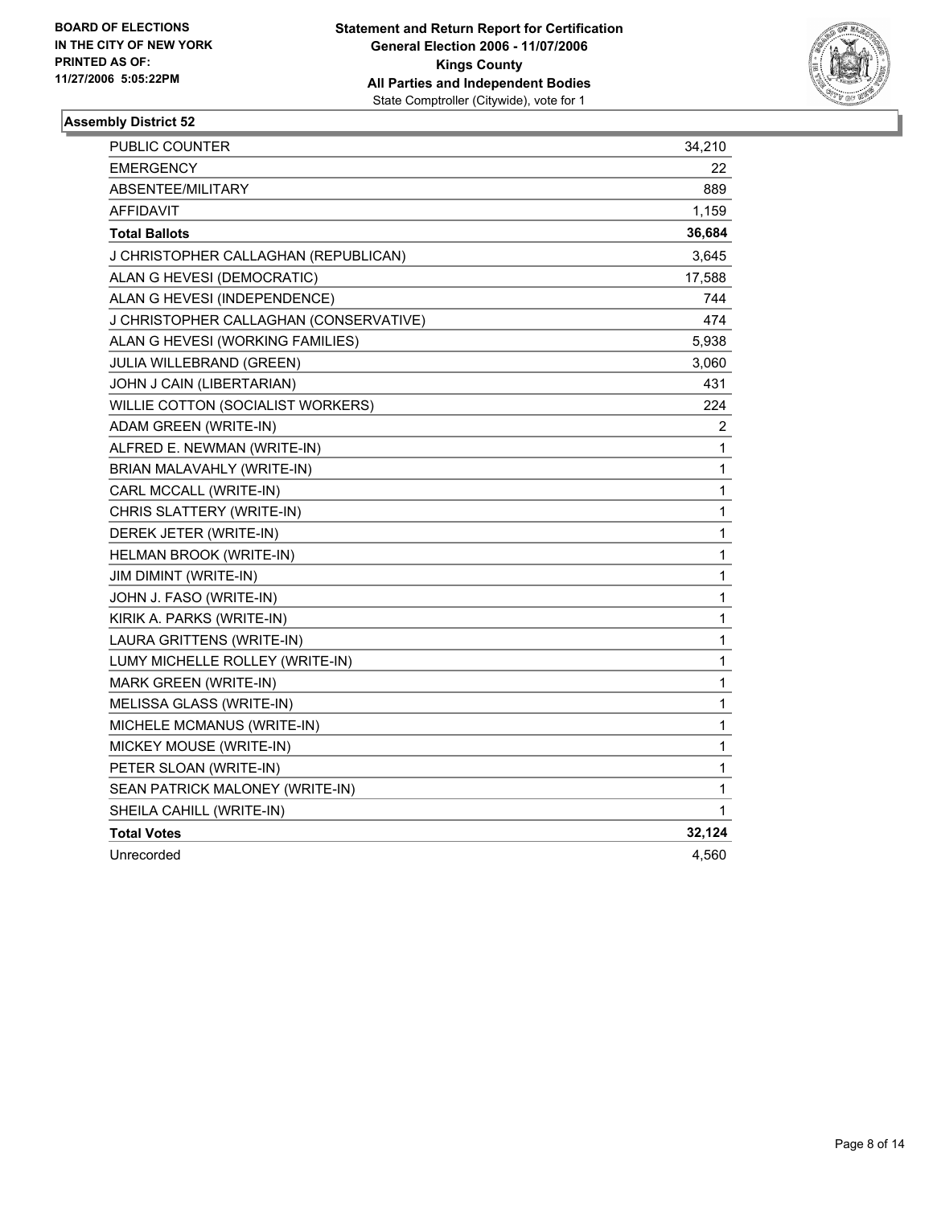**BOARD OF ELECTIONS IN THE CITY OF NEW YORK PRINTED AS OF: 11/27/2006 5:05:22PM**

**Statement and Return Report for Certification**
**General Election 2006 - 11/07/2006**
**Kings County**
**All Parties and Independent Bodies**
State Comptroller (Citywide), vote for 1

### Assembly District 52

| | |
|---|---|
| PUBLIC COUNTER | 34,210 |
| EMERGENCY | 22 |
| ABSENTEE/MILITARY | 889 |
| AFFIDAVIT | 1,159 |
| **Total Ballots** | **36,684** |
| J CHRISTOPHER CALLAGHAN (REPUBLICAN) | 3,645 |
| ALAN G HEVESI (DEMOCRATIC) | 17,588 |
| ALAN G HEVESI (INDEPENDENCE) | 744 |
| J CHRISTOPHER CALLAGHAN (CONSERVATIVE) | 474 |
| ALAN G HEVESI (WORKING FAMILIES) | 5,938 |
| JULIA WILLEBRAND (GREEN) | 3,060 |
| JOHN J CAIN (LIBERTARIAN) | 431 |
| WILLIE COTTON (SOCIALIST WORKERS) | 224 |
| ADAM GREEN (WRITE-IN) | 2 |
| ALFRED E. NEWMAN (WRITE-IN) | 1 |
| BRIAN MALAVAHLY (WRITE-IN) | 1 |
| CARL MCCALL (WRITE-IN) | 1 |
| CHRIS SLATTERY (WRITE-IN) | 1 |
| DEREK JETER (WRITE-IN) | 1 |
| HELMAN BROOK (WRITE-IN) | 1 |
| JIM DIMINT (WRITE-IN) | 1 |
| JOHN J. FASO (WRITE-IN) | 1 |
| KIRIK A. PARKS (WRITE-IN) | 1 |
| LAURA GRITTENS (WRITE-IN) | 1 |
| LUMY MICHELLE ROLLEY (WRITE-IN) | 1 |
| MARK GREEN (WRITE-IN) | 1 |
| MELISSA GLASS (WRITE-IN) | 1 |
| MICHELE MCMANUS (WRITE-IN) | 1 |
| MICKEY MOUSE (WRITE-IN) | 1 |
| PETER SLOAN (WRITE-IN) | 1 |
| SEAN PATRICK MALONEY (WRITE-IN) | 1 |
| SHEILA CAHILL (WRITE-IN) | 1 |
| **Total Votes** | **32,124** |
| Unrecorded | 4,560 |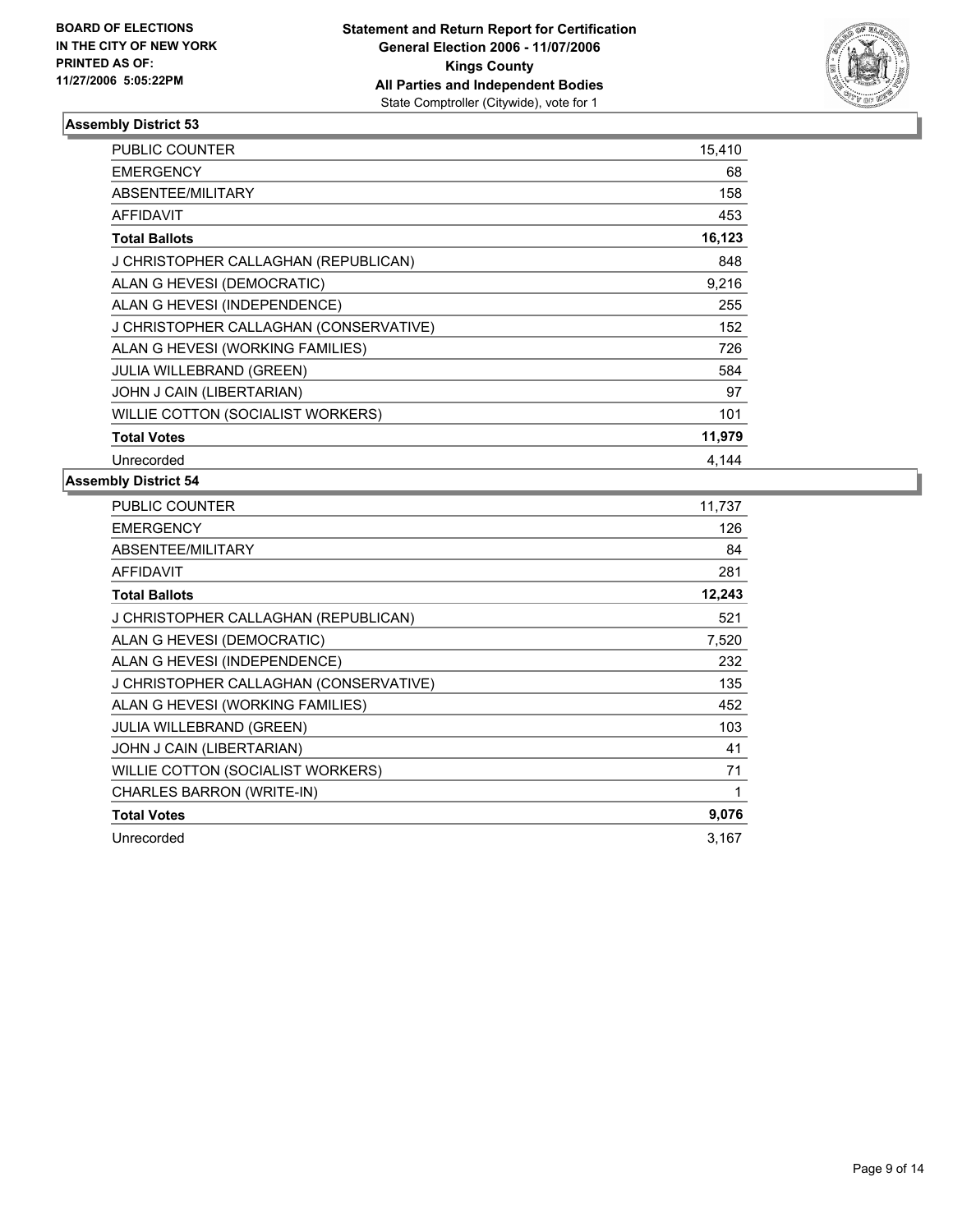**BOARD OF ELECTIONS IN THE CITY OF NEW YORK PRINTED AS OF: 11/27/2006 5:05:22PM**

**Statement and Return Report for Certification**
**General Election 2006 - 11/07/2006**
**Kings County**
**All Parties and Independent Bodies**
State Comptroller (Citywide), vote for 1

## Assembly District 53

| | |
|---|---|
| PUBLIC COUNTER | 15,410 |
| EMERGENCY | 68 |
| ABSENTEE/MILITARY | 158 |
| AFFIDAVIT | 453 |
| **Total Ballots** | **16,123** |
| J CHRISTOPHER CALLAGHAN (REPUBLICAN) | 848 |
| ALAN G HEVESI (DEMOCRATIC) | 9,216 |
| ALAN G HEVESI (INDEPENDENCE) | 255 |
| J CHRISTOPHER CALLAGHAN (CONSERVATIVE) | 152 |
| ALAN G HEVESI (WORKING FAMILIES) | 726 |
| JULIA WILLEBRAND (GREEN) | 584 |
| JOHN J CAIN (LIBERTARIAN) | 97 |
| WILLIE COTTON (SOCIALIST WORKERS) | 101 |
| **Total Votes** | **11,979** |
| Unrecorded | 4,144 |

## Assembly District 54

| | |
|---|---|
| PUBLIC COUNTER | 11,737 |
| EMERGENCY | 126 |
| ABSENTEE/MILITARY | 84 |
| AFFIDAVIT | 281 |
| **Total Ballots** | **12,243** |
| J CHRISTOPHER CALLAGHAN (REPUBLICAN) | 521 |
| ALAN G HEVESI (DEMOCRATIC) | 7,520 |
| ALAN G HEVESI (INDEPENDENCE) | 232 |
| J CHRISTOPHER CALLAGHAN (CONSERVATIVE) | 135 |
| ALAN G HEVESI (WORKING FAMILIES) | 452 |
| JULIA WILLEBRAND (GREEN) | 103 |
| JOHN J CAIN (LIBERTARIAN) | 41 |
| WILLIE COTTON (SOCIALIST WORKERS) | 71 |
| CHARLES BARRON (WRITE-IN) | 1 |
| **Total Votes** | **9,076** |
| Unrecorded | 3,167 |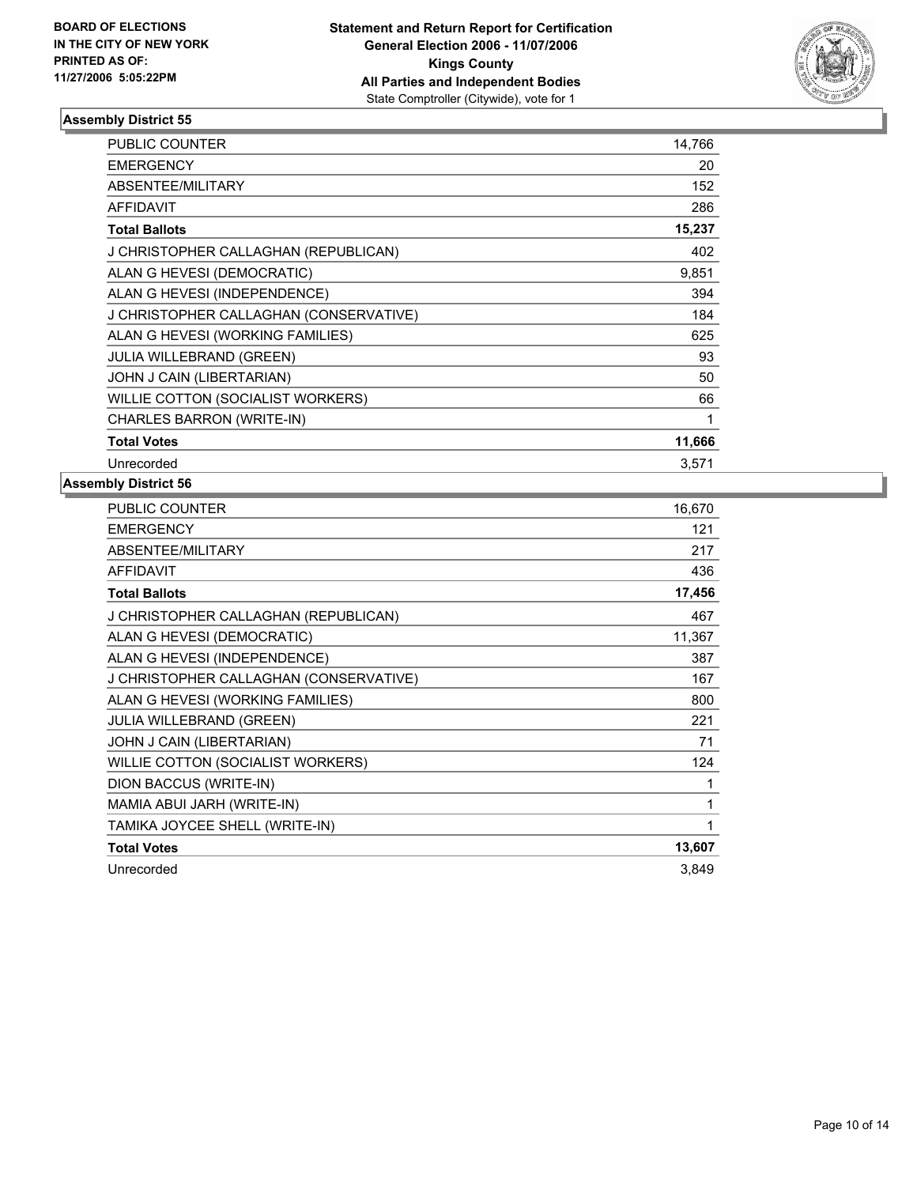**BOARD OF ELECTIONS IN THE CITY OF NEW YORK PRINTED AS OF: 11/27/2006 5:05:22PM**

**Statement and Return Report for Certification General Election 2006 - 11/07/2006 Kings County All Parties and Independent Bodies** State Comptroller (Citywide), vote for 1

### Assembly District 55

| | |
|---|---|
| PUBLIC COUNTER | 14,766 |
| EMERGENCY | 20 |
| ABSENTEE/MILITARY | 152 |
| AFFIDAVIT | 286 |
| **Total Ballots** | **15,237** |
| J CHRISTOPHER CALLAGHAN (REPUBLICAN) | 402 |
| ALAN G HEVESI (DEMOCRATIC) | 9,851 |
| ALAN G HEVESI (INDEPENDENCE) | 394 |
| J CHRISTOPHER CALLAGHAN (CONSERVATIVE) | 184 |
| ALAN G HEVESI (WORKING FAMILIES) | 625 |
| JULIA WILLEBRAND (GREEN) | 93 |
| JOHN J CAIN (LIBERTARIAN) | 50 |
| WILLIE COTTON (SOCIALIST WORKERS) | 66 |
| CHARLES BARRON (WRITE-IN) | 1 |
| **Total Votes** | **11,666** |
| Unrecorded | 3,571 |

### Assembly District 56

| | |
|---|---|
| PUBLIC COUNTER | 16,670 |
| EMERGENCY | 121 |
| ABSENTEE/MILITARY | 217 |
| AFFIDAVIT | 436 |
| **Total Ballots** | **17,456** |
| J CHRISTOPHER CALLAGHAN (REPUBLICAN) | 467 |
| ALAN G HEVESI (DEMOCRATIC) | 11,367 |
| ALAN G HEVESI (INDEPENDENCE) | 387 |
| J CHRISTOPHER CALLAGHAN (CONSERVATIVE) | 167 |
| ALAN G HEVESI (WORKING FAMILIES) | 800 |
| JULIA WILLEBRAND (GREEN) | 221 |
| JOHN J CAIN (LIBERTARIAN) | 71 |
| WILLIE COTTON (SOCIALIST WORKERS) | 124 |
| DION BACCUS (WRITE-IN) | 1 |
| MAMIA ABUI JARH (WRITE-IN) | 1 |
| TAMIKA JOYCEE SHELL (WRITE-IN) | 1 |
| **Total Votes** | **13,607** |
| Unrecorded | 3,849 |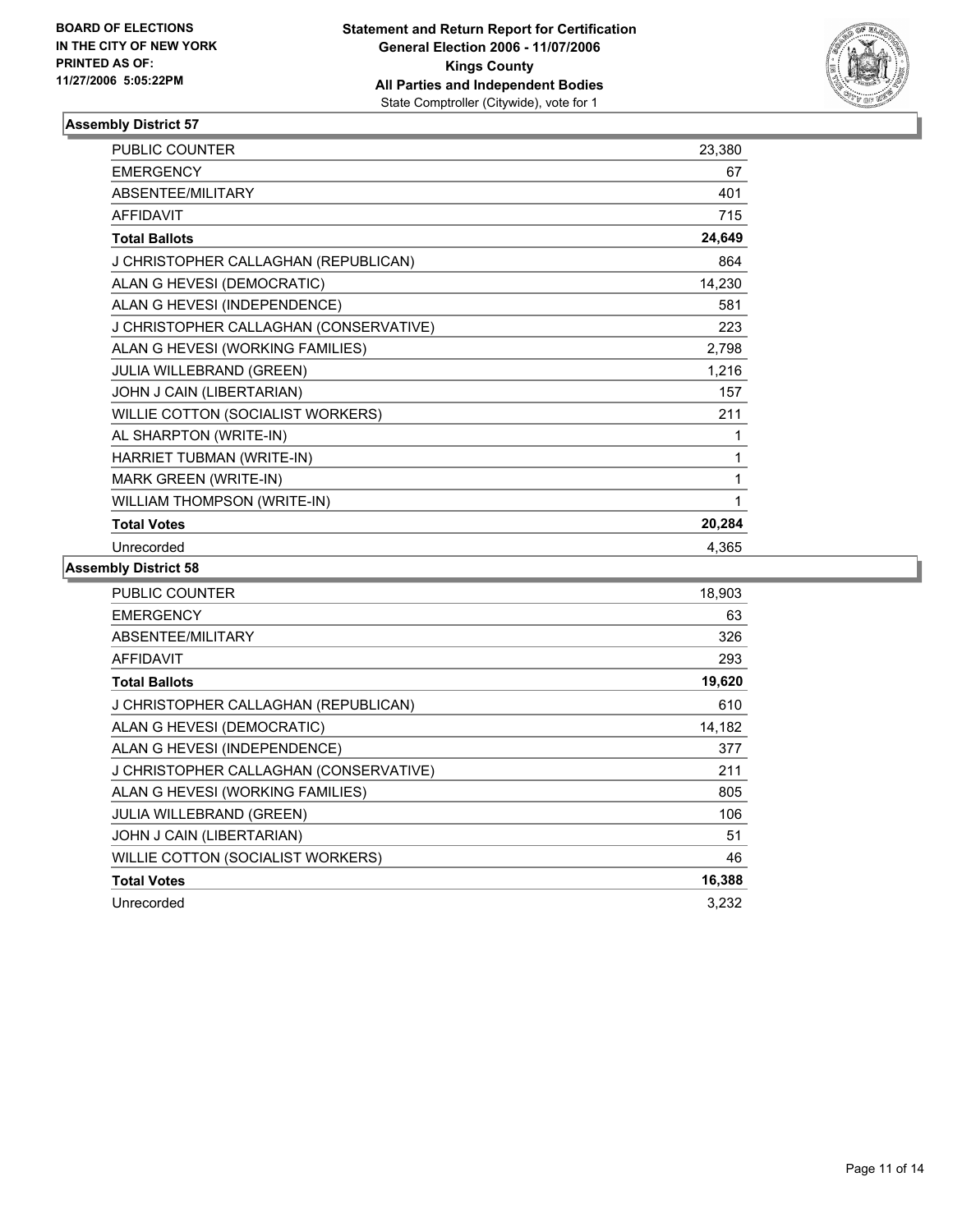**BOARD OF ELECTIONS IN THE CITY OF NEW YORK PRINTED AS OF: 11/27/2006 5:05:22PM**

**Statement and Return Report for Certification General Election 2006 - 11/07/2006 Kings County All Parties and Independent Bodies**
State Comptroller (Citywide), vote for 1

### Assembly District 57

| | |
|---|---|
| PUBLIC COUNTER | 23,380 |
| EMERGENCY | 67 |
| ABSENTEE/MILITARY | 401 |
| AFFIDAVIT | 715 |
| **Total Ballots** | **24,649** |
| J CHRISTOPHER CALLAGHAN (REPUBLICAN) | 864 |
| ALAN G HEVESI (DEMOCRATIC) | 14,230 |
| ALAN G HEVESI (INDEPENDENCE) | 581 |
| J CHRISTOPHER CALLAGHAN (CONSERVATIVE) | 223 |
| ALAN G HEVESI (WORKING FAMILIES) | 2,798 |
| JULIA WILLEBRAND (GREEN) | 1,216 |
| JOHN J CAIN (LIBERTARIAN) | 157 |
| WILLIE COTTON (SOCIALIST WORKERS) | 211 |
| AL SHARPTON (WRITE-IN) | 1 |
| HARRIET TUBMAN (WRITE-IN) | 1 |
| MARK GREEN (WRITE-IN) | 1 |
| WILLIAM THOMPSON (WRITE-IN) | 1 |
| **Total Votes** | **20,284** |
| Unrecorded | 4,365 |

### Assembly District 58

| | |
|---|---|
| PUBLIC COUNTER | 18,903 |
| EMERGENCY | 63 |
| ABSENTEE/MILITARY | 326 |
| AFFIDAVIT | 293 |
| **Total Ballots** | **19,620** |
| J CHRISTOPHER CALLAGHAN (REPUBLICAN) | 610 |
| ALAN G HEVESI (DEMOCRATIC) | 14,182 |
| ALAN G HEVESI (INDEPENDENCE) | 377 |
| J CHRISTOPHER CALLAGHAN (CONSERVATIVE) | 211 |
| ALAN G HEVESI (WORKING FAMILIES) | 805 |
| JULIA WILLEBRAND (GREEN) | 106 |
| JOHN J CAIN (LIBERTARIAN) | 51 |
| WILLIE COTTON (SOCIALIST WORKERS) | 46 |
| **Total Votes** | **16,388** |
| Unrecorded | 3,232 |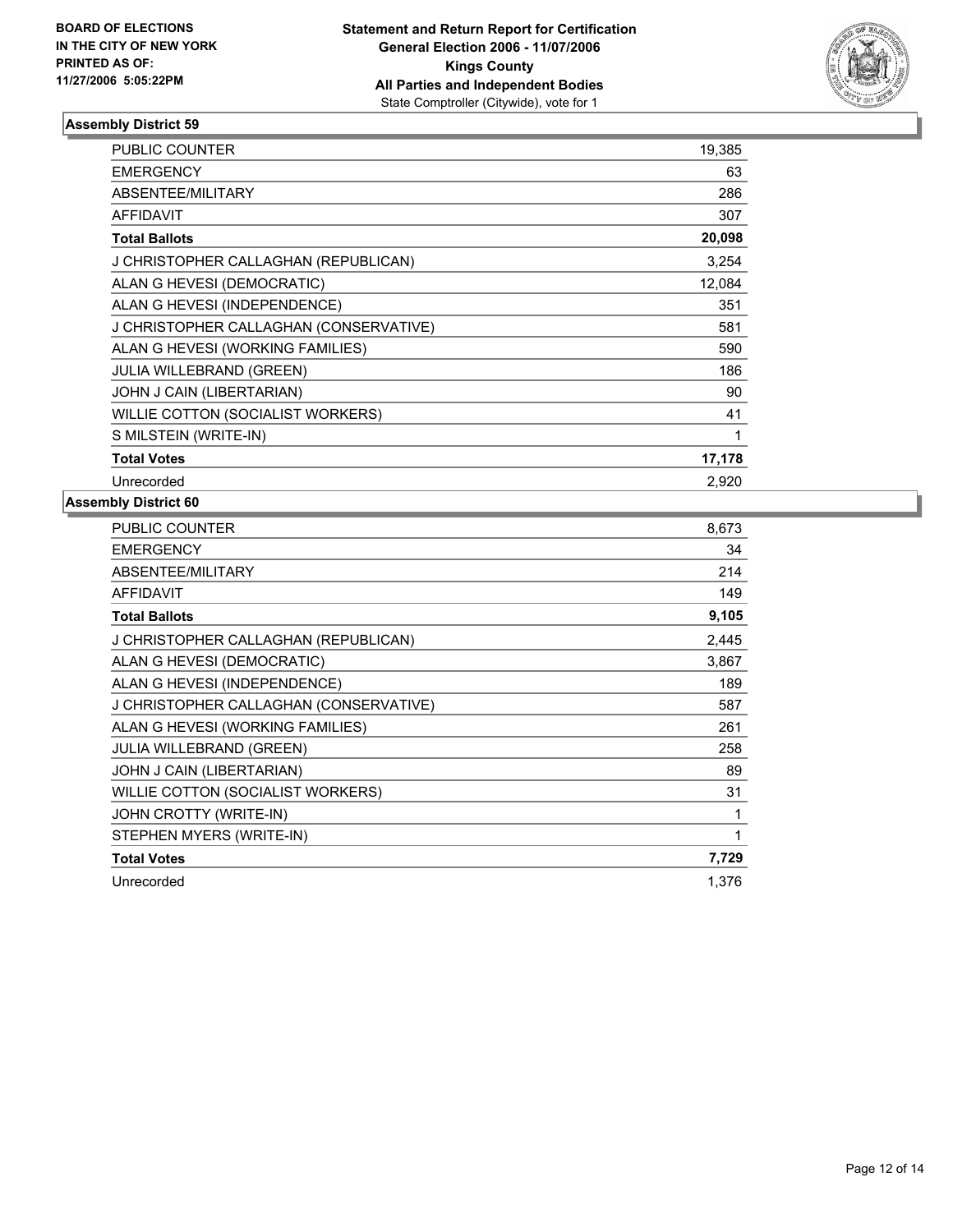**BOARD OF ELECTIONS IN THE CITY OF NEW YORK PRINTED AS OF: 11/27/2006 5:05:22PM**

**Statement and Return Report for Certification General Election 2006 - 11/07/2006 Kings County All Parties and Independent Bodies**
State Comptroller (Citywide), vote for 1

### Assembly District 59

| | |
|---|---|
| PUBLIC COUNTER | 19,385 |
| EMERGENCY | 63 |
| ABSENTEE/MILITARY | 286 |
| AFFIDAVIT | 307 |
| **Total Ballots** | **20,098** |
| J CHRISTOPHER CALLAGHAN (REPUBLICAN) | 3,254 |
| ALAN G HEVESI (DEMOCRATIC) | 12,084 |
| ALAN G HEVESI (INDEPENDENCE) | 351 |
| J CHRISTOPHER CALLAGHAN (CONSERVATIVE) | 581 |
| ALAN G HEVESI (WORKING FAMILIES) | 590 |
| JULIA WILLEBRAND (GREEN) | 186 |
| JOHN J CAIN (LIBERTARIAN) | 90 |
| WILLIE COTTON (SOCIALIST WORKERS) | 41 |
| S MILSTEIN (WRITE-IN) | 1 |
| **Total Votes** | **17,178** |
| Unrecorded | 2,920 |

### Assembly District 60

| | |
|---|---|
| PUBLIC COUNTER | 8,673 |
| EMERGENCY | 34 |
| ABSENTEE/MILITARY | 214 |
| AFFIDAVIT | 149 |
| **Total Ballots** | **9,105** |
| J CHRISTOPHER CALLAGHAN (REPUBLICAN) | 2,445 |
| ALAN G HEVESI (DEMOCRATIC) | 3,867 |
| ALAN G HEVESI (INDEPENDENCE) | 189 |
| J CHRISTOPHER CALLAGHAN (CONSERVATIVE) | 587 |
| ALAN G HEVESI (WORKING FAMILIES) | 261 |
| JULIA WILLEBRAND (GREEN) | 258 |
| JOHN J CAIN (LIBERTARIAN) | 89 |
| WILLIE COTTON (SOCIALIST WORKERS) | 31 |
| JOHN CROTTY (WRITE-IN) | 1 |
| STEPHEN MYERS (WRITE-IN) | 1 |
| **Total Votes** | **7,729** |
| Unrecorded | 1,376 |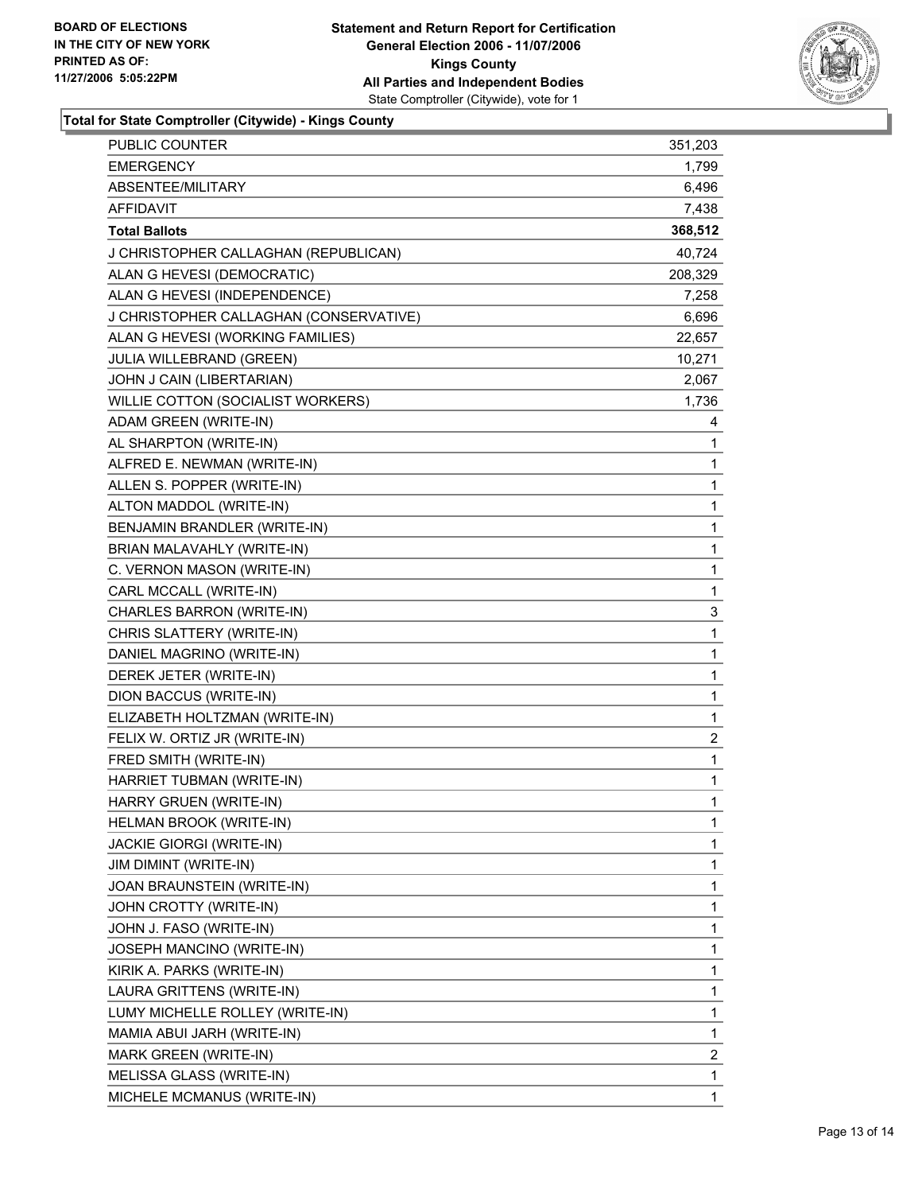BOARD OF ELECTIONS
IN THE CITY OF NEW YORK
PRINTED AS OF:
11/27/2006 5:05:22PM

**Statement and Return Report for Certification**
**General Election 2006 - 11/07/2006**
**Kings County**
**All Parties and Independent Bodies**
State Comptroller (Citywide), vote for 1

**Total for State Comptroller (Citywide) - Kings County**

| | |
|---|---|
| PUBLIC COUNTER | 351,203 |
| EMERGENCY | 1,799 |
| ABSENTEE/MILITARY | 6,496 |
| AFFIDAVIT | 7,438 |
| **Total Ballots** | **368,512** |
| J CHRISTOPHER CALLAGHAN (REPUBLICAN) | 40,724 |
| ALAN G HEVESI (DEMOCRATIC) | 208,329 |
| ALAN G HEVESI (INDEPENDENCE) | 7,258 |
| J CHRISTOPHER CALLAGHAN (CONSERVATIVE) | 6,696 |
| ALAN G HEVESI (WORKING FAMILIES) | 22,657 |
| JULIA WILLEBRAND (GREEN) | 10,271 |
| JOHN J CAIN (LIBERTARIAN) | 2,067 |
| WILLIE COTTON (SOCIALIST WORKERS) | 1,736 |
| ADAM GREEN (WRITE-IN) | 4 |
| AL SHARPTON (WRITE-IN) | 1 |
| ALFRED E. NEWMAN (WRITE-IN) | 1 |
| ALLEN S. POPPER (WRITE-IN) | 1 |
| ALTON MADDOL (WRITE-IN) | 1 |
| BENJAMIN BRANDLER (WRITE-IN) | 1 |
| BRIAN MALAVAHLY (WRITE-IN) | 1 |
| C. VERNON MASON (WRITE-IN) | 1 |
| CARL MCCALL (WRITE-IN) | 1 |
| CHARLES BARRON (WRITE-IN) | 3 |
| CHRIS SLATTERY (WRITE-IN) | 1 |
| DANIEL MAGRINO (WRITE-IN) | 1 |
| DEREK JETER (WRITE-IN) | 1 |
| DION BACCUS (WRITE-IN) | 1 |
| ELIZABETH HOLTZMAN (WRITE-IN) | 1 |
| FELIX W. ORTIZ JR (WRITE-IN) | 2 |
| FRED SMITH (WRITE-IN) | 1 |
| HARRIET TUBMAN (WRITE-IN) | 1 |
| HARRY GRUEN (WRITE-IN) | 1 |
| HELMAN BROOK (WRITE-IN) | 1 |
| JACKIE GIORGI (WRITE-IN) | 1 |
| JIM DIMINT (WRITE-IN) | 1 |
| JOAN BRAUNSTEIN (WRITE-IN) | 1 |
| JOHN CROTTY (WRITE-IN) | 1 |
| JOHN J. FASO (WRITE-IN) | 1 |
| JOSEPH MANCINO (WRITE-IN) | 1 |
| KIRIK A. PARKS (WRITE-IN) | 1 |
| LAURA GRITTENS (WRITE-IN) | 1 |
| LUMY MICHELLE ROLLEY (WRITE-IN) | 1 |
| MAMIA ABUI JARH (WRITE-IN) | 1 |
| MARK GREEN (WRITE-IN) | 2 |
| MELISSA GLASS (WRITE-IN) | 1 |
| MICHELE MCMANUS (WRITE-IN) | 1 |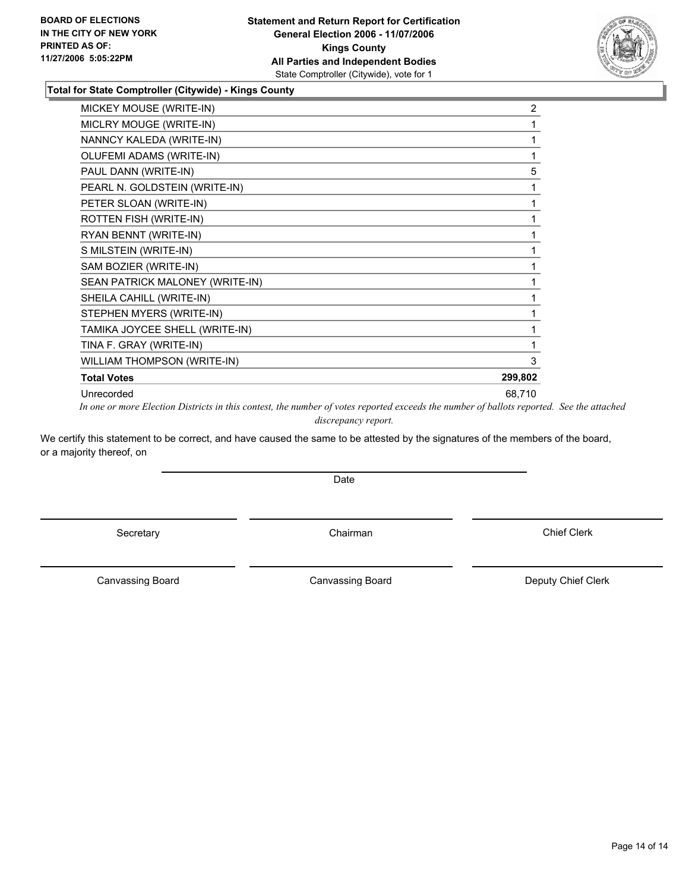**BOARD OF ELECTIONS IN THE CITY OF NEW YORK PRINTED AS OF: 11/27/2006 5:05:22PM**

**Statement and Return Report for Certification**
**General Election 2006 - 11/07/2006**
**Kings County**
**All Parties and Independent Bodies**
State Comptroller (Citywide), vote for 1

**Total for State Comptroller (Citywide) - Kings County**

| | |
|---|---|
| MICKEY MOUSE (WRITE-IN) | 2 |
| MICLRY MOUGE (WRITE-IN) | 1 |
| NANNCY KALEDA (WRITE-IN) | 1 |
| OLUFEMI ADAMS (WRITE-IN) | 1 |
| PAUL DANN (WRITE-IN) | 5 |
| PEARL N. GOLDSTEIN (WRITE-IN) | 1 |
| PETER SLOAN (WRITE-IN) | 1 |
| ROTTEN FISH (WRITE-IN) | 1 |
| RYAN BENNT (WRITE-IN) | 1 |
| S MILSTEIN (WRITE-IN) | 1 |
| SAM BOZIER (WRITE-IN) | 1 |
| SEAN PATRICK MALONEY (WRITE-IN) | 1 |
| SHEILA CAHILL (WRITE-IN) | 1 |
| STEPHEN MYERS (WRITE-IN) | 1 |
| TAMIKA JOYCEE SHELL (WRITE-IN) | 1 |
| TINA F. GRAY (WRITE-IN) | 1 |
| WILLIAM THOMPSON (WRITE-IN) | 3 |
| **Total Votes** | **299,802** |
| Unrecorded | 68,710 |

*In one or more Election Districts in this contest, the number of votes reported exceeds the number of ballots reported. See the attached discrepancy report.*

We certify this statement to be correct, and have caused the same to be attested by the signatures of the members of the board, or a majority thereof, on

Date

Secretary | Chairman | Chief Clerk

Canvassing Board | Canvassing Board | Deputy Chief Clerk